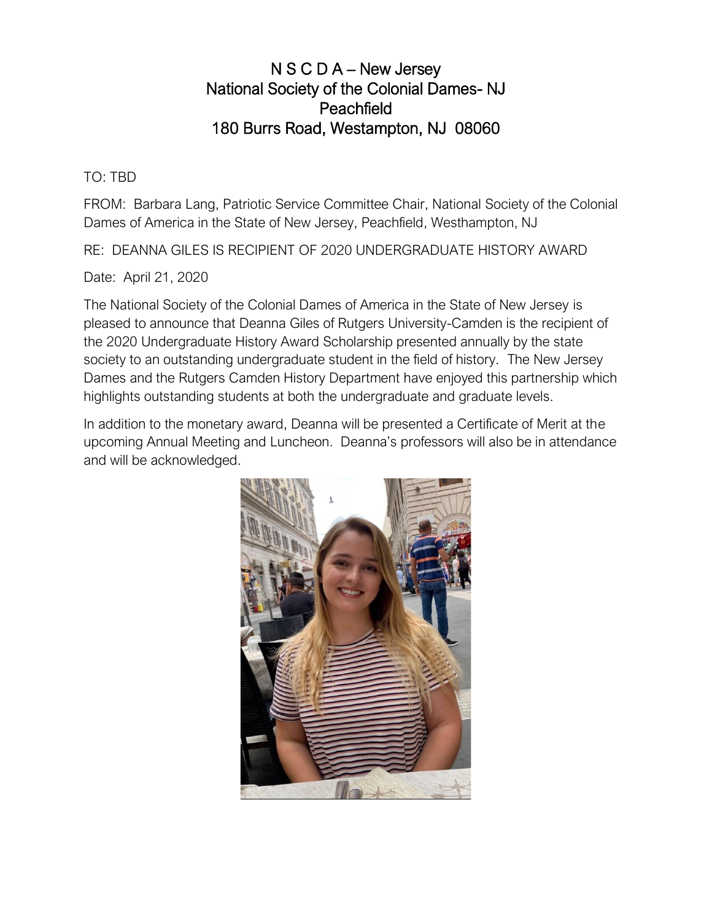# N S C D A – New Jersey
# National Society of the Colonial Dames- NJ
# Peachfield
# 180 Burrs Road, Westampton, NJ 08060

TO: TBD

FROM: Barbara Lang, Patriotic Service Committee Chair, National Society of the Colonial Dames of America in the State of New Jersey, Peachfield, Westhampton, NJ

RE: DEANNA GILES IS RECIPIENT OF 2020 UNDERGRADUATE HISTORY AWARD

Date: April 21, 2020

The National Society of the Colonial Dames of America in the State of New Jersey is pleased to announce that Deanna Giles of Rutgers University-Camden is the recipient of the 2020 Undergraduate History Award Scholarship presented annually by the state society to an outstanding undergraduate student in the field of history. The New Jersey Dames and the Rutgers Camden History Department have enjoyed this partnership which highlights outstanding students at both the undergraduate and graduate levels.

In addition to the monetary award, Deanna will be presented a Certificate of Merit at the upcoming Annual Meeting and Luncheon. Deanna's professors will also be in attendance and will be acknowledged.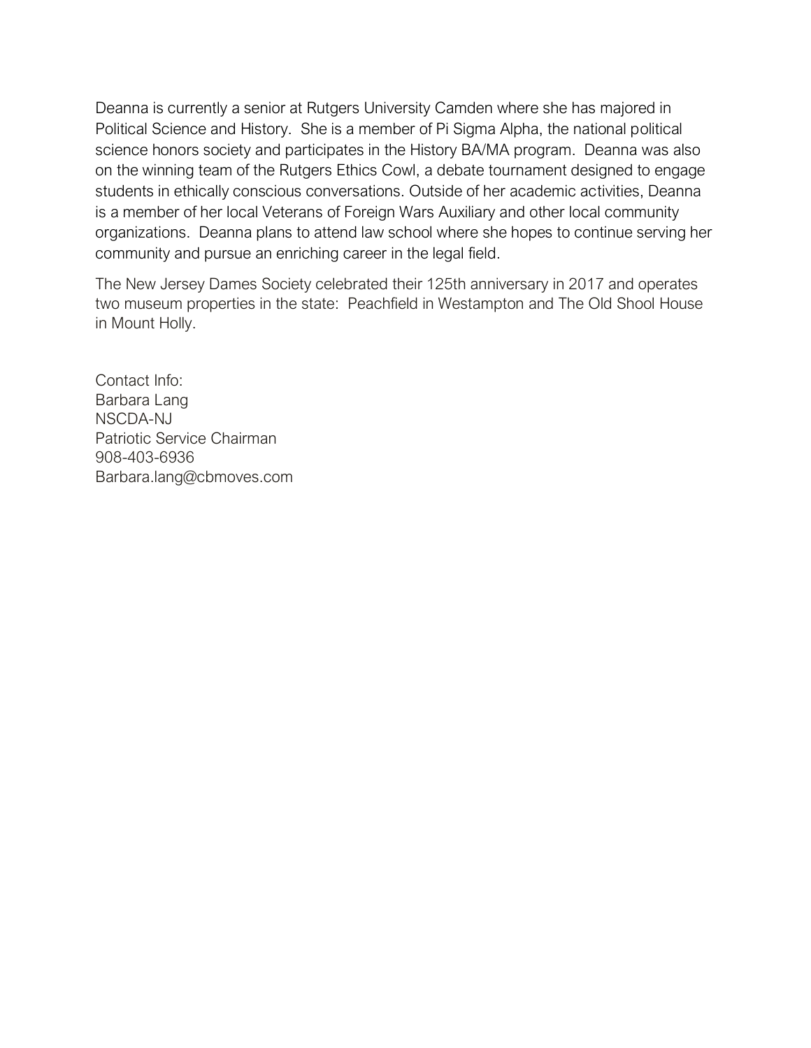Deanna is currently a senior at Rutgers University Camden where she has majored in Political Science and History. She is a member of Pi Sigma Alpha, the national political science honors society and participates in the History BA/MA program. Deanna was also on the winning team of the Rutgers Ethics Cowl, a debate tournament designed to engage students in ethically conscious conversations. Outside of her academic activities, Deanna is a member of her local Veterans of Foreign Wars Auxiliary and other local community organizations. Deanna plans to attend law school where she hopes to continue serving her community and pursue an enriching career in the legal field.

The New Jersey Dames Society celebrated their 125th anniversary in 2017 and operates two museum properties in the state: Peachfield in Westampton and The Old Shool House in Mount Holly.

Contact Info:
Barbara Lang
NSCDA-NJ
Patriotic Service Chairman
908-403-6936
Barbara.lang@cbmoves.com